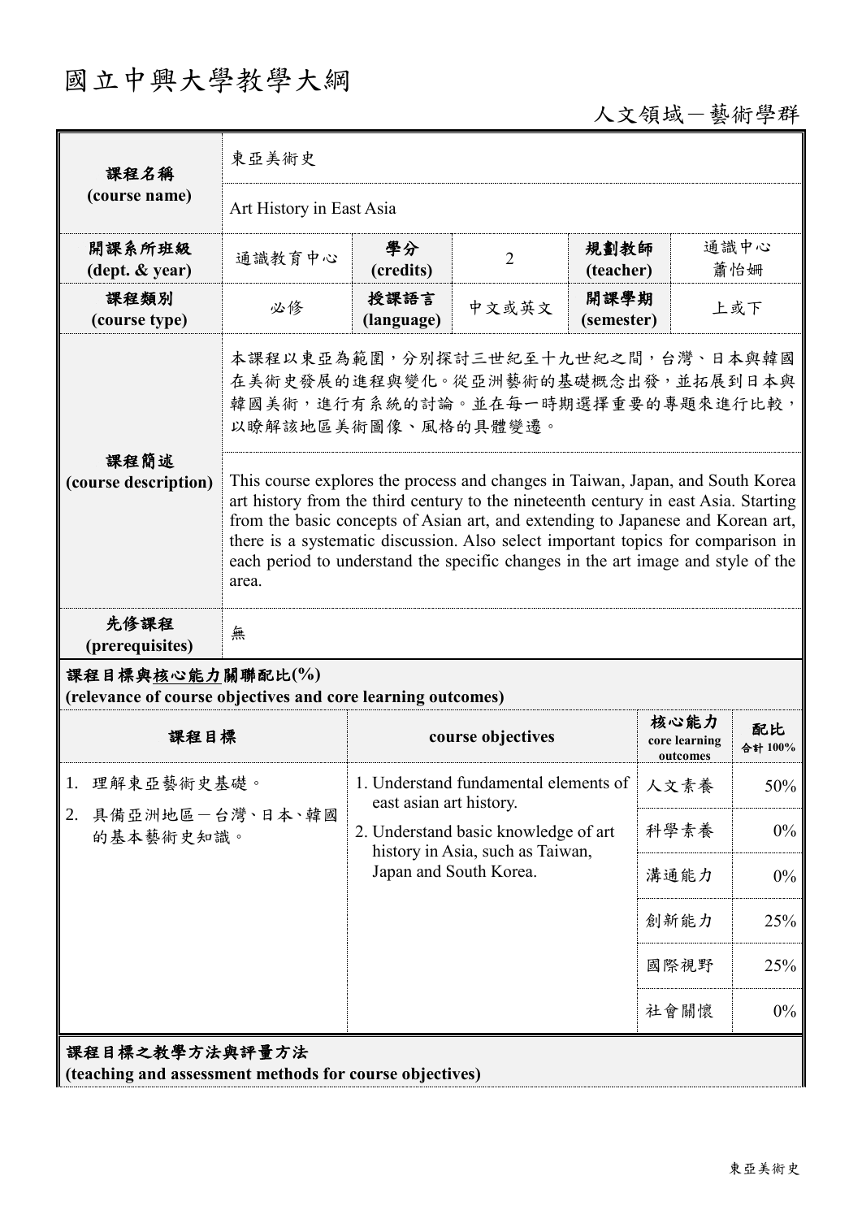# 國立中興大學教學大綱

人文領域－藝術學群

| 課程名稱 (course name) | 東亞美術史 | | | | |
|---|---|---|---|---|---|
| | Art History in East Asia | | | | |
| 開課系所班級 (dept. & year) | 通識教育中心 | 學分 (credits) | 2 | 規劃教師 (teacher) | 通識中心 蕭怡姍 |
| 課程類別 (course type) | 必修 | 授課語言 (language) | 中文或英文 | 開課學期 (semester) | 上或下 |
| 課程簡述 (course description) | 本課程以東亞為範圍，分別探討三世紀至十九世紀之間，台灣、日本與韓國在美術史發展的進程與變化。從亞洲藝術的基礎概念出發，並拓展到日本與韓國美術，進行有系統的討論。並在每一時期選擇重要的專題來進行比較，以瞭解該地區美術圖像、風格的具體變遷。 | | | | |
| | This course explores the process and changes in Taiwan, Japan, and South Korea art history from the third century to the nineteenth century in east Asia. Starting from the basic concepts of Asian art, and extending to Japanese and Korean art, there is a systematic discussion. Also select important topics for comparison in each period to understand the specific changes in the art image and style of the area. | | | | |
| 先修課程 (prerequisites) | 無 | | | | |

**課程目標與核心能力關聯配比(%)**
**(relevance of course objectives and core learning outcomes)**

| 課程目標 | course objectives | 核心能力 core learning outcomes | 配比 合計 100% |
|---|---|---|---|
| 1. 理解東亞藝術史基礎。<br>2. 具備亞洲地區－台灣、日本、韓國的基本藝術史知識。 | 1. Understand fundamental elements of east asian art history.<br>2. Understand basic knowledge of art history in Asia, such as Taiwan, Japan and South Korea. | 人文素養 | 50% |
| | | 科學素養 | 0% |
| | | 溝通能力 | 0% |
| | | 創新能力 | 25% |
| | | 國際視野 | 25% |
| | | 社會關懷 | 0% |

**課程目標之教學方法與評量方法**
**(teaching and assessment methods for course objectives)**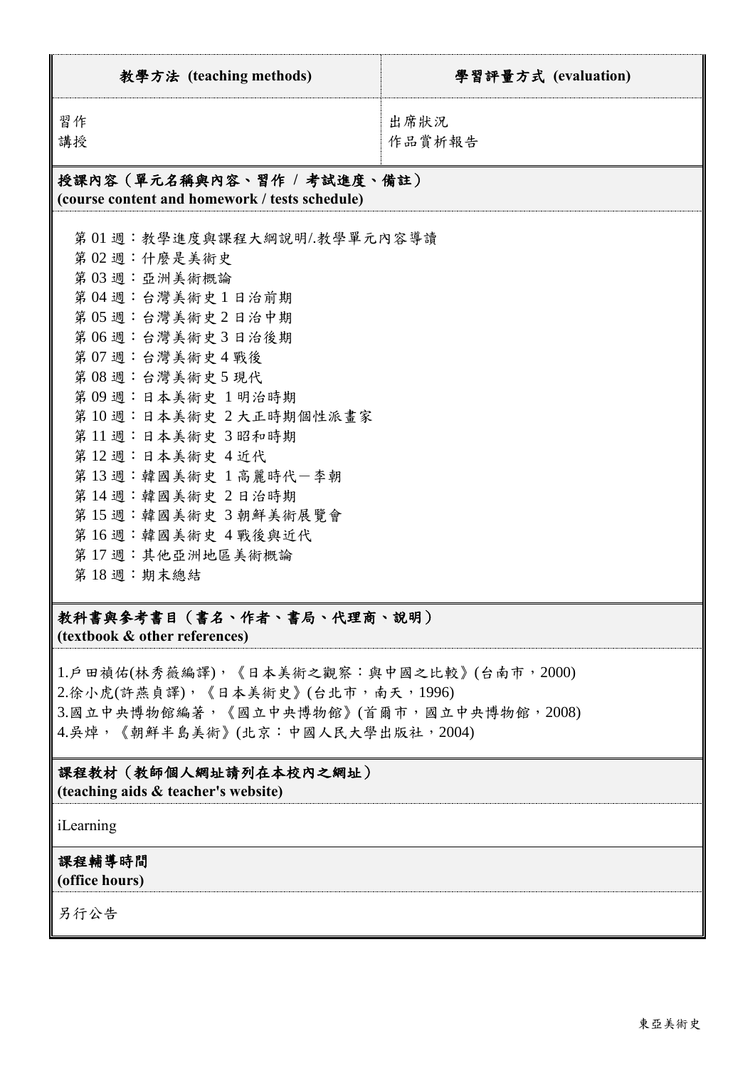| 教學方法 (teaching methods) | 學習評量方式 (evaluation) |
|---|---|
| 習作<br>講授 | 出席狀況<br>作品賞析報告 |

## 授課內容（單元名稱與內容、習作 / 考試進度、備註）
**(course content and homework / tests schedule)**

第 01 週：教學進度與課程大綱說明/.教學單元內容導讀
第 02 週：什麼是美術史
第 03 週：亞洲美術概論
第 04 週：台灣美術史 1 日治前期
第 05 週：台灣美術史 2 日治中期
第 06 週：台灣美術史 3 日治後期
第 07 週：台灣美術史 4 戰後
第 08 週：台灣美術史 5 現代
第 09 週：日本美術史 1 明治時期
第 10 週：日本美術史 2 大正時期個性派畫家
第 11 週：日本美術史 3 昭和時期
第 12 週：日本美術史 4 近代
第 13 週：韓國美術史 1 高麗時代－李朝
第 14 週：韓國美術史 2 日治時期
第 15 週：韓國美術史 3 朝鮮美術展覽會
第 16 週：韓國美術史 4 戰後與近代
第 17 週：其他亞洲地區美術概論
第 18 週：期末總結

## 教科書與參考書目（書名、作者、書局、代理商、說明）
**(textbook & other references)**

1.戶田禎佑(林秀薇編譯)，《日本美術之觀察：與中國之比較》(台南市，2000)
2.徐小虎(許燕貞譯)，《日本美術史》(台北市，南天，1996)
3.國立中央博物館編著，《國立中央博物館》(首爾市，國立中央博物館，2008)
4.吳焯，《朝鮮半島美術》(北京：中國人民大學出版社，2004)

## 課程教材（教師個人網址請列在本校內之網址）
**(teaching aids & teacher's website)**

iLearning

## 課程輔導時間
**(office hours)**

另行公告